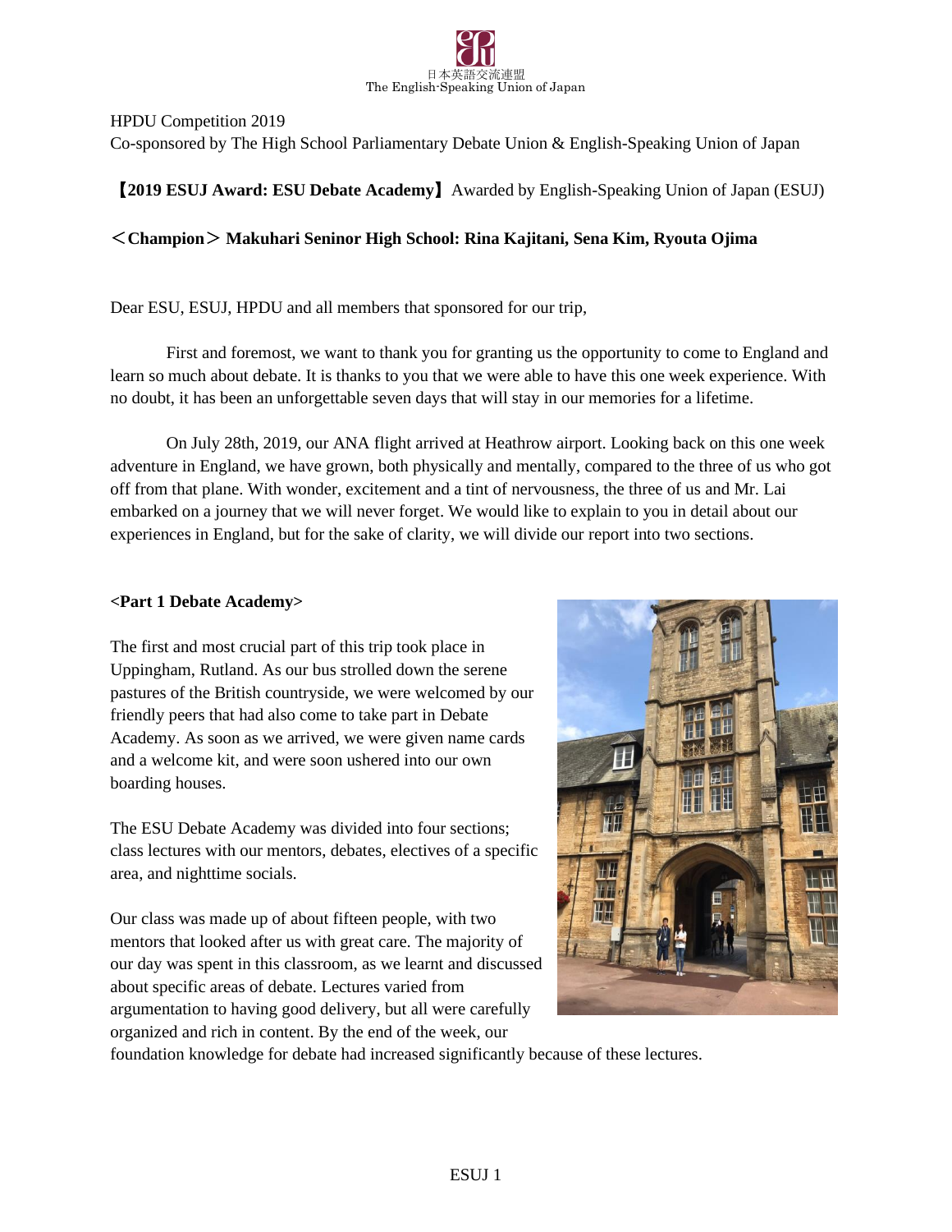日本英語交流連盟
The English-Speaking Union of Japan

HPDU Competition 2019
Co-sponsored by The High School Parliamentary Debate Union & English-Speaking Union of Japan

**【2019 ESUJ Award: ESU Debate Academy】** Awarded by English-Speaking Union of Japan (ESUJ)

**＜Champion＞ Makuhari Seninor High School: Rina Kajitani, Sena Kim, Ryouta Ojima**

Dear ESU, ESUJ, HPDU and all members that sponsored for our trip,

First and foremost, we want to thank you for granting us the opportunity to come to England and learn so much about debate. It is thanks to you that we were able to have this one week experience. With no doubt, it has been an unforgettable seven days that will stay in our memories for a lifetime.

On July 28th, 2019, our ANA flight arrived at Heathrow airport. Looking back on this one week adventure in England, we have grown, both physically and mentally, compared to the three of us who got off from that plane. With wonder, excitement and a tint of nervousness, the three of us and Mr. Lai embarked on a journey that we will never forget. We would like to explain to you in detail about our experiences in England, but for the sake of clarity, we will divide our report into two sections.

**<Part 1 Debate Academy>**

The first and most crucial part of this trip took place in Uppingham, Rutland. As our bus strolled down the serene pastures of the British countryside, we were welcomed by our friendly peers that had also come to take part in Debate Academy. As soon as we arrived, we were given name cards and a welcome kit, and were soon ushered into our own boarding houses.

The ESU Debate Academy was divided into four sections; class lectures with our mentors, debates, electives of a specific area, and nighttime socials.

Our class was made up of about fifteen people, with two mentors that looked after us with great care. The majority of our day was spent in this classroom, as we learnt and discussed about specific areas of debate. Lectures varied from argumentation to having good delivery, but all were carefully organized and rich in content. By the end of the week, our foundation knowledge for debate had increased significantly because of these lectures.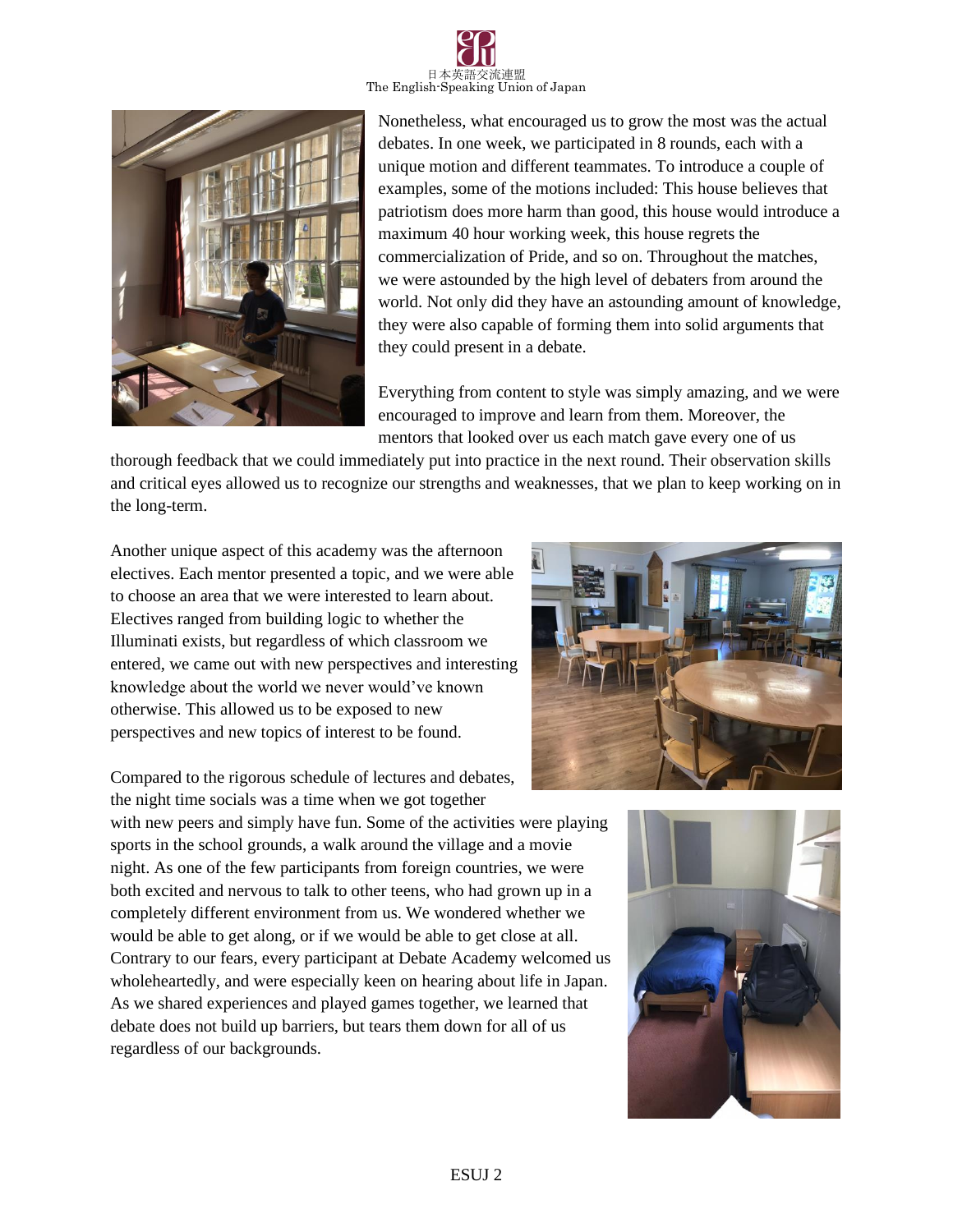Nonetheless, what encouraged us to grow the most was the actual debates. In one week, we participated in 8 rounds, each with a unique motion and different teammates. To introduce a couple of examples, some of the motions included: This house believes that patriotism does more harm than good, this house would introduce a maximum 40 hour working week, this house regrets the commercialization of Pride, and so on. Throughout the matches, we were astounded by the high level of debaters from around the world. Not only did they have an astounding amount of knowledge, they were also capable of forming them into solid arguments that they could present in a debate.

Everything from content to style was simply amazing, and we were encouraged to improve and learn from them. Moreover, the mentors that looked over us each match gave every one of us thorough feedback that we could immediately put into practice in the next round. Their observation skills and critical eyes allowed us to recognize our strengths and weaknesses, that we plan to keep working on in the long-term.

Another unique aspect of this academy was the afternoon electives. Each mentor presented a topic, and we were able to choose an area that we were interested to learn about. Electives ranged from building logic to whether the Illuminati exists, but regardless of which classroom we entered, we came out with new perspectives and interesting knowledge about the world we never would've known otherwise. This allowed us to be exposed to new perspectives and new topics of interest to be found.

Compared to the rigorous schedule of lectures and debates, the night time socials was a time when we got together with new peers and simply have fun. Some of the activities were playing sports in the school grounds, a walk around the village and a movie night. As one of the few participants from foreign countries, we were both excited and nervous to talk to other teens, who had grown up in a completely different environment from us. We wondered whether we would be able to get along, or if we would be able to get close at all. Contrary to our fears, every participant at Debate Academy welcomed us wholeheartedly, and were especially keen on hearing about life in Japan. As we shared experiences and played games together, we learned that debate does not build up barriers, but tears them down for all of us regardless of our backgrounds.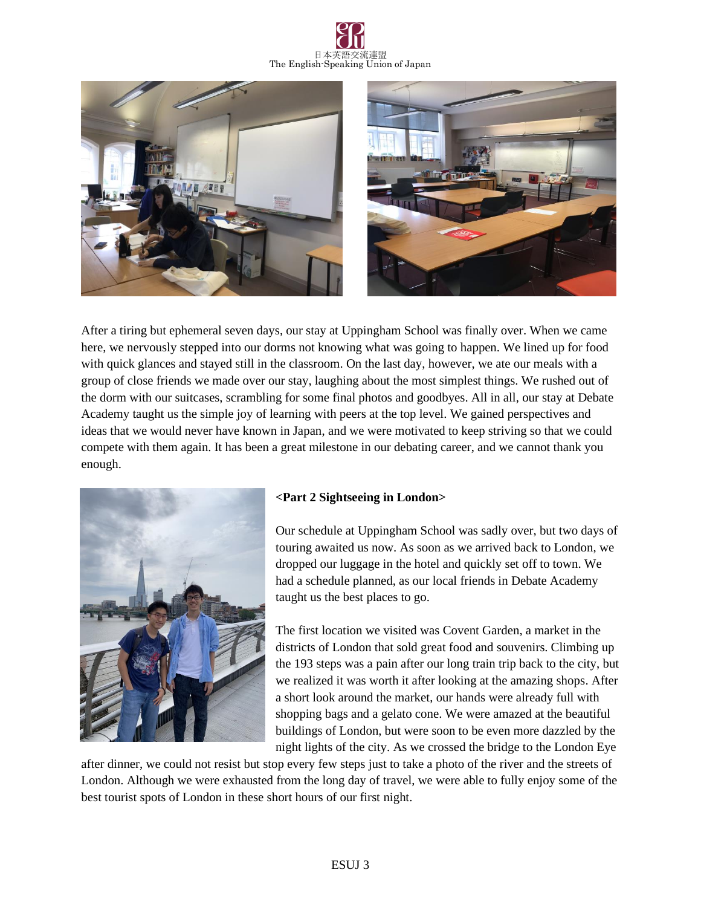After a tiring but ephemeral seven days, our stay at Uppingham School was finally over. When we came here, we nervously stepped into our dorms not knowing what was going to happen. We lined up for food with quick glances and stayed still in the classroom. On the last day, however, we ate our meals with a group of close friends we made over our stay, laughing about the most simplest things. We rushed out of the dorm with our suitcases, scrambling for some final photos and goodbyes. All in all, our stay at Debate Academy taught us the simple joy of learning with peers at the top level. We gained perspectives and ideas that we would never have known in Japan, and we were motivated to keep striving so that we could compete with them again. It has been a great milestone in our debating career, and we cannot thank you enough.

**<Part 2 Sightseeing in London>**

Our schedule at Uppingham School was sadly over, but two days of touring awaited us now. As soon as we arrived back to London, we dropped our luggage in the hotel and quickly set off to town. We had a schedule planned, as our local friends in Debate Academy taught us the best places to go.

The first location we visited was Covent Garden, a market in the districts of London that sold great food and souvenirs. Climbing up the 193 steps was a pain after our long train trip back to the city, but we realized it was worth it after looking at the amazing shops. After a short look around the market, our hands were already full with shopping bags and a gelato cone. We were amazed at the beautiful buildings of London, but were soon to be even more dazzled by the night lights of the city. As we crossed the bridge to the London Eye after dinner, we could not resist but stop every few steps just to take a photo of the river and the streets of London. Although we were exhausted from the long day of travel, we were able to fully enjoy some of the best tourist spots of London in these short hours of our first night.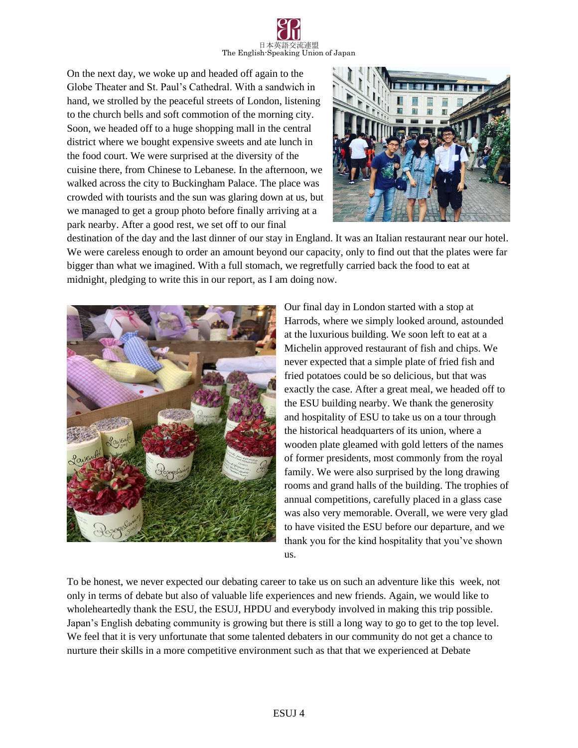On the next day, we woke up and headed off again to the Globe Theater and St. Paul's Cathedral. With a sandwich in hand, we strolled by the peaceful streets of London, listening to the church bells and soft commotion of the morning city. Soon, we headed off to a huge shopping mall in the central district where we bought expensive sweets and ate lunch in the food court. We were surprised at the diversity of the cuisine there, from Chinese to Lebanese. In the afternoon, we walked across the city to Buckingham Palace. The place was crowded with tourists and the sun was glaring down at us, but we managed to get a group photo before finally arriving at a park nearby. After a good rest, we set off to our final destination of the day and the last dinner of our stay in England. It was an Italian restaurant near our hotel. We were careless enough to order an amount beyond our capacity, only to find out that the plates were far bigger than what we imagined. With a full stomach, we regretfully carried back the food to eat at midnight, pledging to write this in our report, as I am doing now.

Our final day in London started with a stop at Harrods, where we simply looked around, astounded at the luxurious building. We soon left to eat at a Michelin approved restaurant of fish and chips. We never expected that a simple plate of fried fish and fried potatoes could be so delicious, but that was exactly the case. After a great meal, we headed off to the ESU building nearby. We thank the generosity and hospitality of ESU to take us on a tour through the historical headquarters of its union, where a wooden plate gleamed with gold letters of the names of former presidents, most commonly from the royal family. We were also surprised by the long drawing rooms and grand halls of the building. The trophies of annual competitions, carefully placed in a glass case was also very memorable. Overall, we were very glad to have visited the ESU before our departure, and we thank you for the kind hospitality that you've shown us.

To be honest, we never expected our debating career to take us on such an adventure like this week, not only in terms of debate but also of valuable life experiences and new friends. Again, we would like to wholeheartedly thank the ESU, the ESUJ, HPDU and everybody involved in making this trip possible. Japan's English debating community is growing but there is still a long way to go to get to the top level. We feel that it is very unfortunate that some talented debaters in our community do not get a chance to nurture their skills in a more competitive environment such as that that we experienced at Debate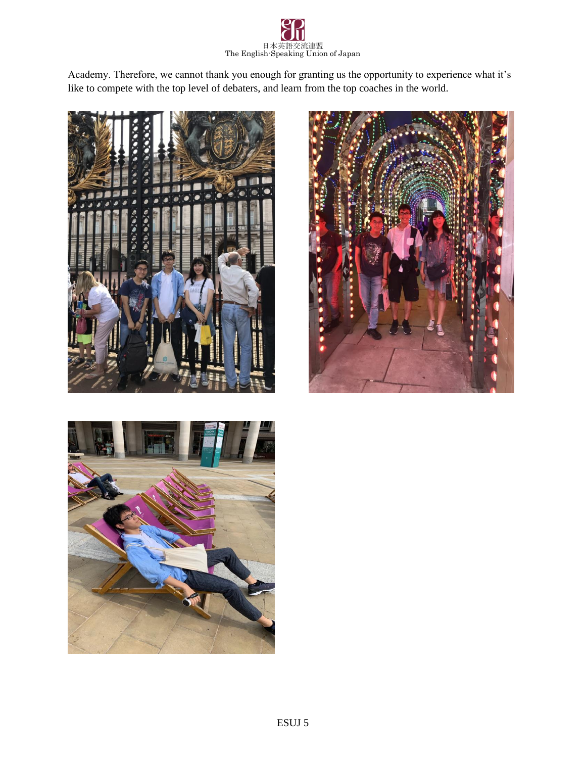Academy. Therefore, we cannot thank you enough for granting us the opportunity to experience what it's like to compete with the top level of debaters, and learn from the top coaches in the world.